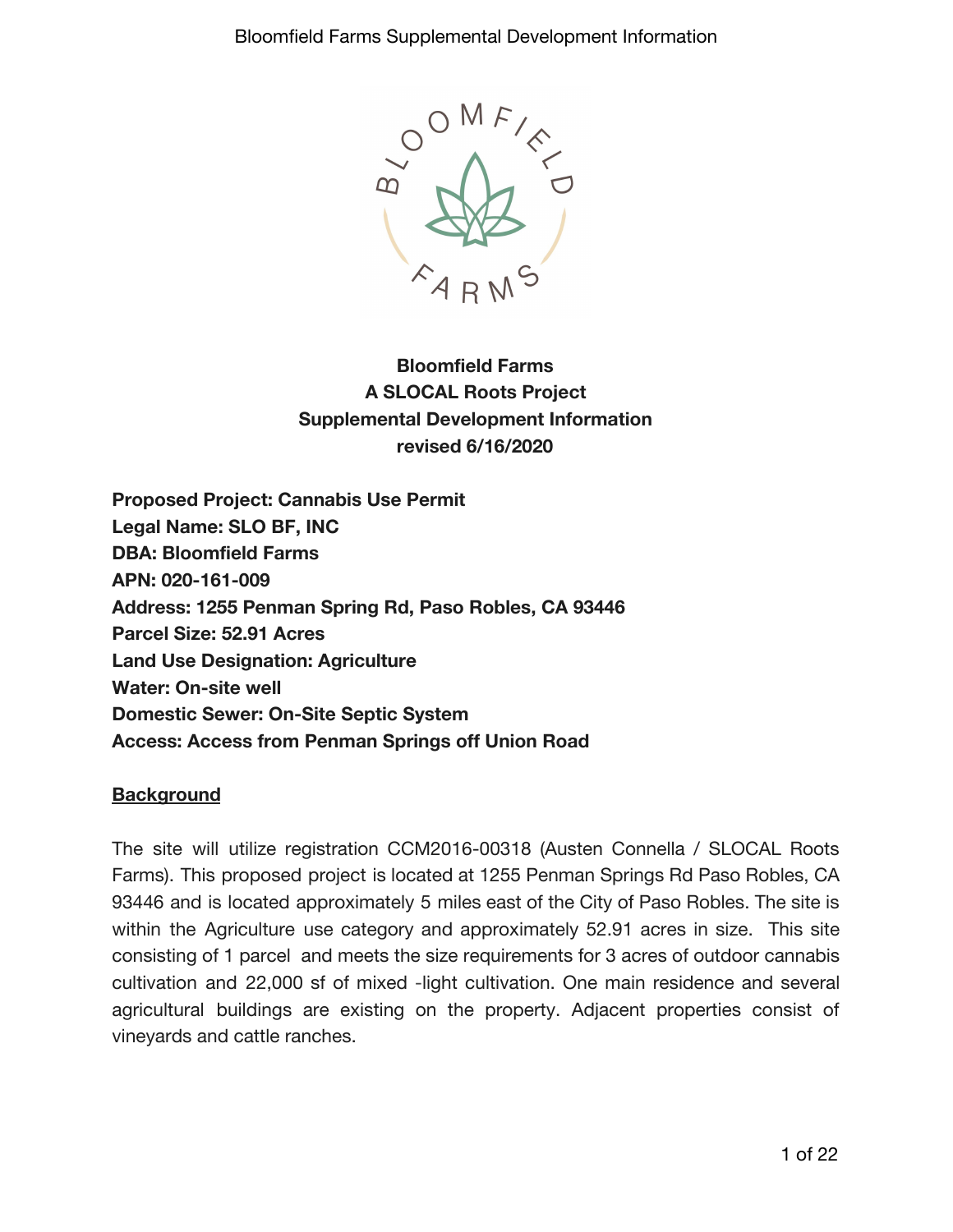**Bloomfield Farms**
**A SLOCAL Roots Project**
**Supplemental Development Information**
**revised 6/16/2020**

**Proposed Project: Cannabis Use Permit**
**Legal Name: SLO BF, INC**
**DBA: Bloomfield Farms**
**APN: 020-161-009**
**Address: 1255 Penman Spring Rd, Paso Robles, CA 93446**
**Parcel Size: 52.91 Acres**
**Land Use Designation: Agriculture**
**Water: On-site well**
**Domestic Sewer: On-Site Septic System**
**Access: Access from Penman Springs off Union Road**

## Background

The site will utilize registration CCM2016-00318 (Austen Connella / SLOCAL Roots Farms). This proposed project is located at 1255 Penman Springs Rd Paso Robles, CA 93446 and is located approximately 5 miles east of the City of Paso Robles. The site is within the Agriculture use category and approximately 52.91 acres in size. This site consisting of 1 parcel and meets the size requirements for 3 acres of outdoor cannabis cultivation and 22,000 sf of mixed -light cultivation. One main residence and several agricultural buildings are existing on the property. Adjacent properties consist of vineyards and cattle ranches.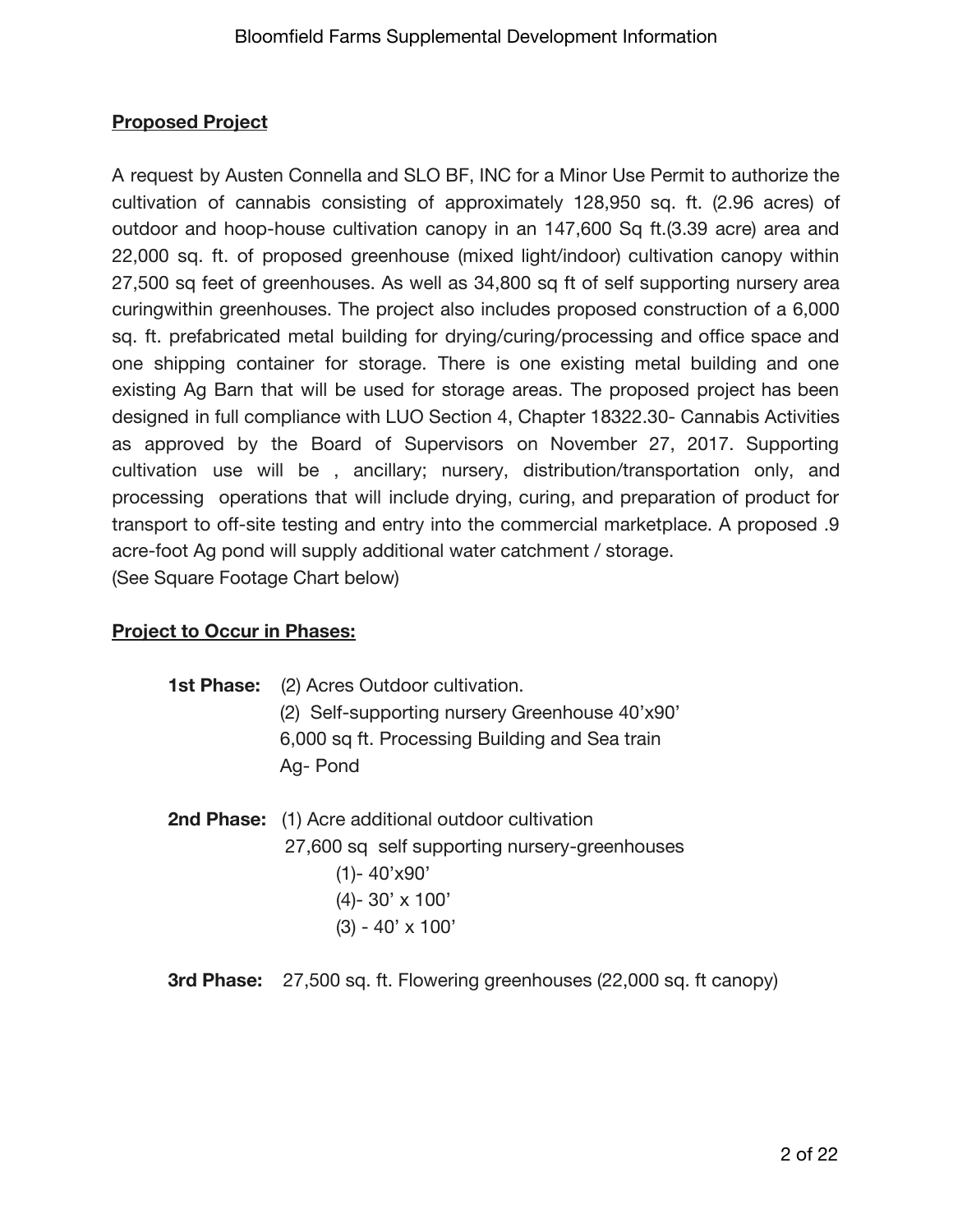**Proposed Project**

A request by Austen Connella and SLO BF, INC for a Minor Use Permit to authorize the cultivation of cannabis consisting of approximately 128,950 sq. ft. (2.96 acres) of outdoor and hoop-house cultivation canopy in an 147,600 Sq ft.(3.39 acre) area and 22,000 sq. ft. of proposed greenhouse (mixed light/indoor) cultivation canopy within 27,500 sq feet of greenhouses. As well as 34,800 sq ft of self supporting nursery area curingwithin greenhouses. The project also includes proposed construction of a 6,000 sq. ft. prefabricated metal building for drying/curing/processing and office space and one shipping container for storage. There is one existing metal building and one existing Ag Barn that will be used for storage areas. The proposed project has been designed in full compliance with LUO Section 4, Chapter 18322.30- Cannabis Activities as approved by the Board of Supervisors on November 27, 2017. Supporting cultivation use will be , ancillary; nursery, distribution/transportation only, and processing operations that will include drying, curing, and preparation of product for transport to off-site testing and entry into the commercial marketplace. A proposed .9 acre-foot Ag pond will supply additional water catchment / storage.
(See Square Footage Chart below)

**Project to Occur in Phases:**

**1st Phase:** (2) Acres Outdoor cultivation.
(2) Self-supporting nursery Greenhouse 40'x90'
6,000 sq ft. Processing Building and Sea train
Ag- Pond

**2nd Phase:** (1) Acre additional outdoor cultivation
27,600 sq self supporting nursery-greenhouses
- (1)- 40'x90'
- (4)- 30' x 100'
- (3) - 40' x 100'

**3rd Phase:** 27,500 sq. ft. Flowering greenhouses (22,000 sq. ft canopy)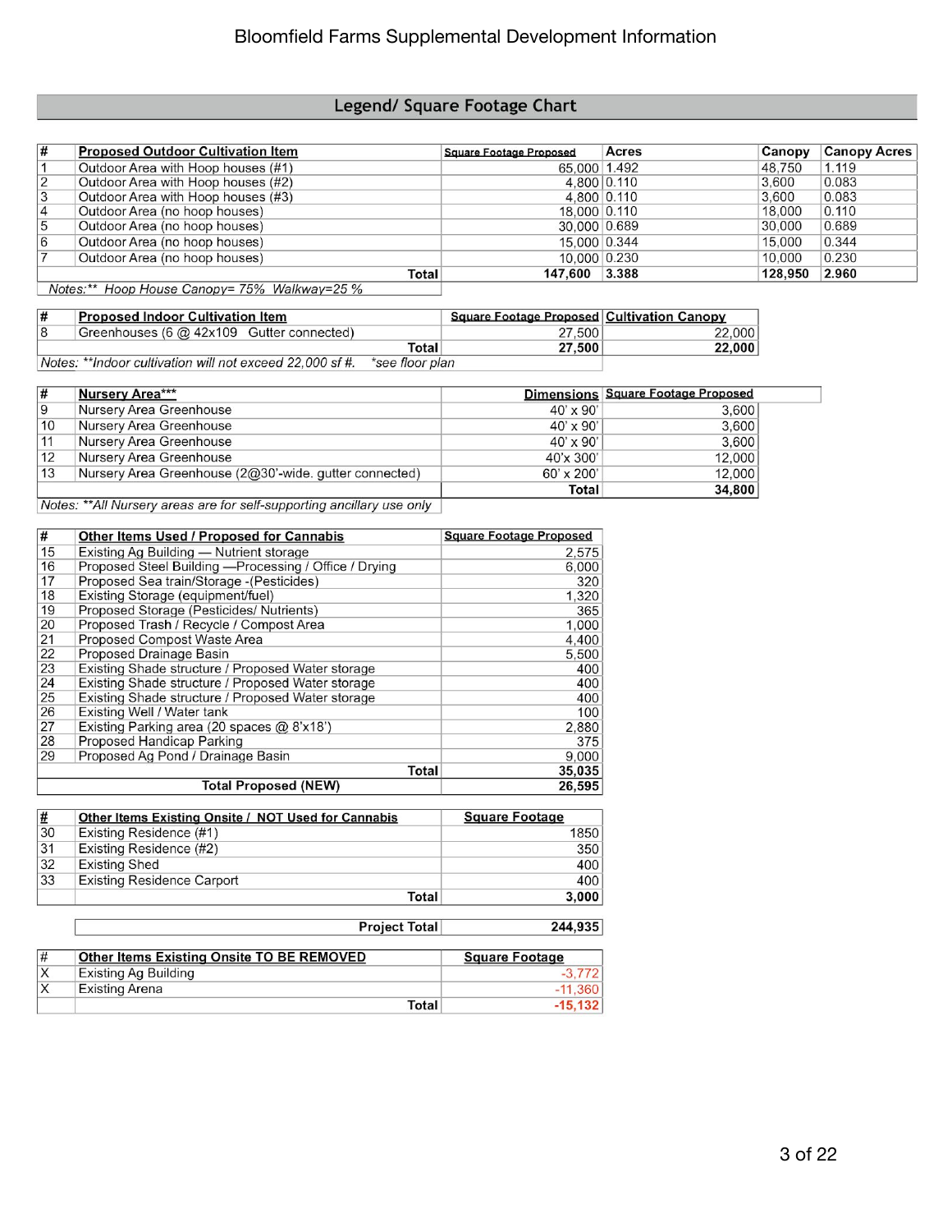# Bloomfield Farms Supplemental Development Information

## Legend/ Square Footage Chart

| # | Proposed Outdoor Cultivation Item | Square Footage Proposed | Acres | Canopy | Canopy Acres |
|---|---|---|---|---|---|
| 1 | Outdoor Area with Hoop houses (#1) | 65,000 | 1.492 | 48,750 | 1.119 |
| 2 | Outdoor Area with Hoop houses (#2) | 4,800 | 0.110 | 3,600 | 0.083 |
| 3 | Outdoor Area with Hoop houses (#3) | 4,800 | 0.110 | 3,600 | 0.083 |
| 4 | Outdoor Area (no hoop houses) | 18,000 | 0.110 | 18,000 | 0.110 |
| 5 | Outdoor Area (no hoop houses) | 30,000 | 0.689 | 30,000 | 0.689 |
| 6 | Outdoor Area (no hoop houses) | 15,000 | 0.344 | 15,000 | 0.344 |
| 7 | Outdoor Area (no hoop houses) | 10,000 | 0.230 | 10,000 | 0.230 |
| | **Total** | **147,600** | **3.388** | **128,950** | **2.960** |

*Notes:\*\* Hoop House Canopy= 75% Walkway=25 %*

| # | Proposed Indoor Cultivation Item | Square Footage Proposed | Cultivation Canopy |
|---|---|---|---|
| 8 | Greenhouses (6 @ 42x109 Gutter connected) | 27,500 | 22,000 |
| | **Total** | **27,500** | **22,000** |

*Notes: \*\*Indoor cultivation will not exceed 22,000 sf #. \*see floor plan*

| # | Nursery Area\*\*\* | Dimensions | Square Footage Proposed |
|---|---|---|---|
| 9 | Nursery Area Greenhouse | 40' x 90' | 3,600 |
| 10 | Nursery Area Greenhouse | 40' x 90' | 3,600 |
| 11 | Nursery Area Greenhouse | 40' x 90' | 3,600 |
| 12 | Nursery Area Greenhouse | 40'x 300' | 12,000 |
| 13 | Nursery Area Greenhouse (2@30'-wide. gutter connected) | 60' x 200' | 12,000 |
| | | **Total** | **34,800** |

*Notes: \*\*All Nursery areas are for self-supporting ancillary use only*

| # | Other Items Used / Proposed for Cannabis | Square Footage Proposed |
|---|---|---|
| 15 | Existing Ag Building — Nutrient storage | 2,575 |
| 16 | Proposed Steel Building —Processing / Office / Drying | 6,000 |
| 17 | Proposed Sea train/Storage -(Pesticides) | 320 |
| 18 | Existing Storage (equipment/fuel) | 1,320 |
| 19 | Proposed Storage (Pesticides/ Nutrients) | 365 |
| 20 | Proposed Trash / Recycle / Compost Area | 1,000 |
| 21 | Proposed Compost Waste Area | 4,400 |
| 22 | Proposed Drainage Basin | 5,500 |
| 23 | Existing Shade structure / Proposed Water storage | 400 |
| 24 | Existing Shade structure / Proposed Water storage | 400 |
| 25 | Existing Shade structure / Proposed Water storage | 400 |
| 26 | Existing Well / Water tank | 100 |
| 27 | Existing Parking area (20 spaces @ 8'x18') | 2,880 |
| 28 | Proposed Handicap Parking | 375 |
| 29 | Proposed Ag Pond / Drainage Basin | 9,000 |
| | **Total** | **35,035** |
| | **Total Proposed (NEW)** | **26,595** |

| # | Other Items Existing Onsite / NOT Used for Cannabis | Square Footage |
|---|---|---|
| 30 | Existing Residence (#1) | 1850 |
| 31 | Existing Residence (#2) | 350 |
| 32 | Existing Shed | 400 |
| 33 | Existing Residence Carport | 400 |
| | **Total** | **3,000** |

| Project Total | 244,935 |
|---|---|

| # | Other Items Existing Onsite TO BE REMOVED | Square Footage |
|---|---|---|
| X | Existing Ag Building | -3,772 |
| X | Existing Arena | -11,360 |
| | **Total** | **-15,132** |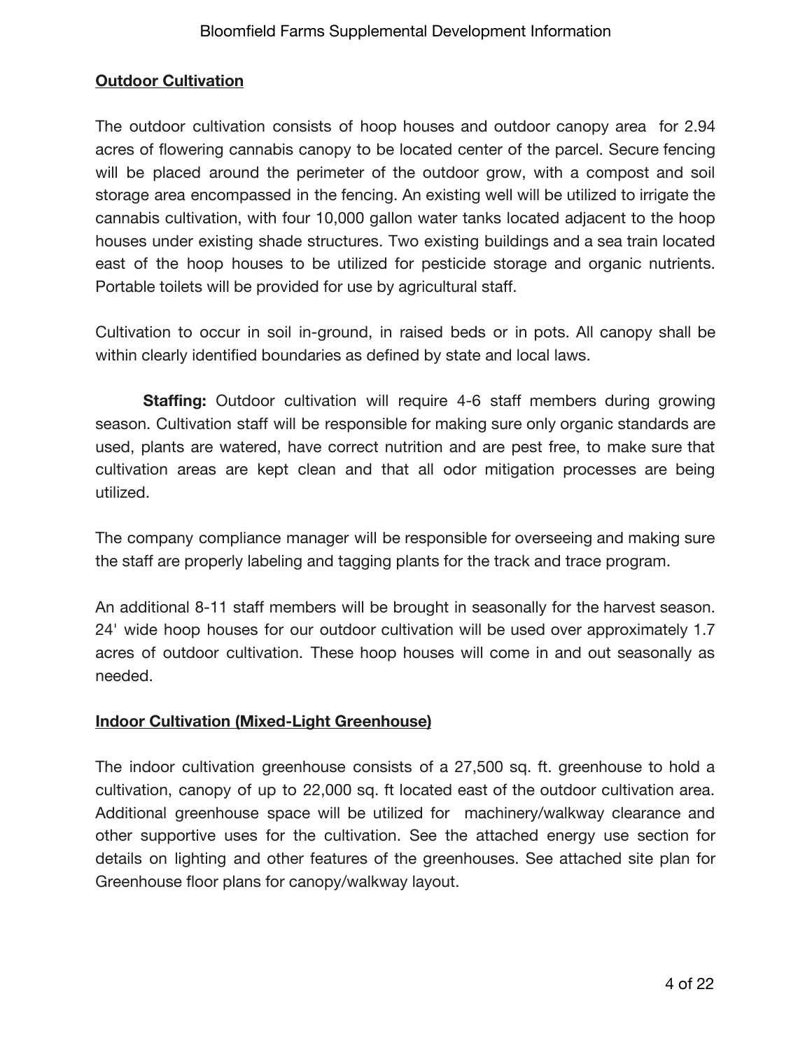**Outdoor Cultivation**

The outdoor cultivation consists of hoop houses and outdoor canopy area for 2.94 acres of flowering cannabis canopy to be located center of the parcel. Secure fencing will be placed around the perimeter of the outdoor grow, with a compost and soil storage area encompassed in the fencing. An existing well will be utilized to irrigate the cannabis cultivation, with four 10,000 gallon water tanks located adjacent to the hoop houses under existing shade structures. Two existing buildings and a sea train located east of the hoop houses to be utilized for pesticide storage and organic nutrients. Portable toilets will be provided for use by agricultural staff.

Cultivation to occur in soil in-ground, in raised beds or in pots. All canopy shall be within clearly identified boundaries as defined by state and local laws.

**Staffing:** Outdoor cultivation will require 4-6 staff members during growing season. Cultivation staff will be responsible for making sure only organic standards are used, plants are watered, have correct nutrition and are pest free, to make sure that cultivation areas are kept clean and that all odor mitigation processes are being utilized.

The company compliance manager will be responsible for overseeing and making sure the staff are properly labeling and tagging plants for the track and trace program.

An additional 8-11 staff members will be brought in seasonally for the harvest season. 24' wide hoop houses for our outdoor cultivation will be used over approximately 1.7 acres of outdoor cultivation. These hoop houses will come in and out seasonally as needed.

**Indoor Cultivation (Mixed-Light Greenhouse)**

The indoor cultivation greenhouse consists of a 27,500 sq. ft. greenhouse to hold a cultivation, canopy of up to 22,000 sq. ft located east of the outdoor cultivation area. Additional greenhouse space will be utilized for machinery/walkway clearance and other supportive uses for the cultivation. See the attached energy use section for details on lighting and other features of the greenhouses. See attached site plan for Greenhouse floor plans for canopy/walkway layout.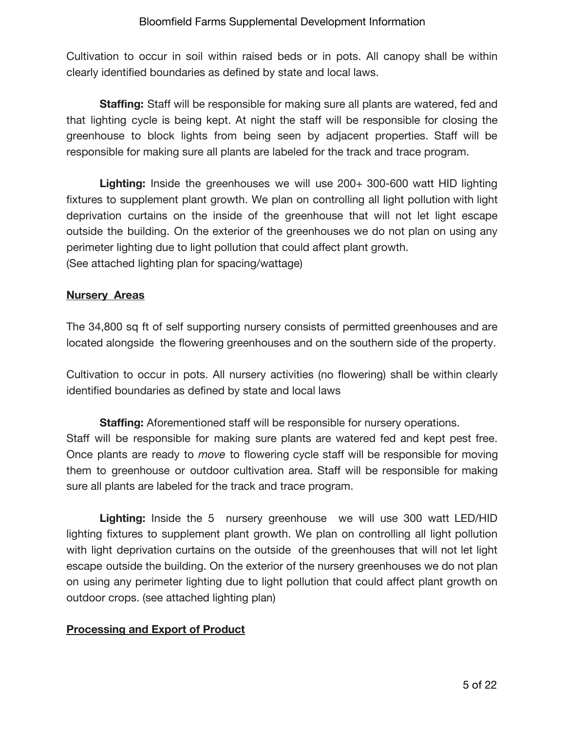Cultivation to occur in soil within raised beds or in pots. All canopy shall be within clearly identified boundaries as defined by state and local laws.

**Staffing:** Staff will be responsible for making sure all plants are watered, fed and that lighting cycle is being kept. At night the staff will be responsible for closing the greenhouse to block lights from being seen by adjacent properties. Staff will be responsible for making sure all plants are labeled for the track and trace program.

**Lighting:** Inside the greenhouses we will use 200+ 300-600 watt HID lighting fixtures to supplement plant growth. We plan on controlling all light pollution with light deprivation curtains on the inside of the greenhouse that will not let light escape outside the building. On the exterior of the greenhouses we do not plan on using any perimeter lighting due to light pollution that could affect plant growth.
(See attached lighting plan for spacing/wattage)

## Nursery Areas

The 34,800 sq ft of self supporting nursery consists of permitted greenhouses and are located alongside the flowering greenhouses and on the southern side of the property.

Cultivation to occur in pots. All nursery activities (no flowering) shall be within clearly identified boundaries as defined by state and local laws

**Staffing:** Aforementioned staff will be responsible for nursery operations.
Staff will be responsible for making sure plants are watered fed and kept pest free. Once plants are ready to *move* to flowering cycle staff will be responsible for moving them to greenhouse or outdoor cultivation area. Staff will be responsible for making sure all plants are labeled for the track and trace program.

**Lighting:** Inside the 5 nursery greenhouse we will use 300 watt LED/HID lighting fixtures to supplement plant growth. We plan on controlling all light pollution with light deprivation curtains on the outside of the greenhouses that will not let light escape outside the building. On the exterior of the nursery greenhouses we do not plan on using any perimeter lighting due to light pollution that could affect plant growth on outdoor crops. (see attached lighting plan)

## Processing and Export of Product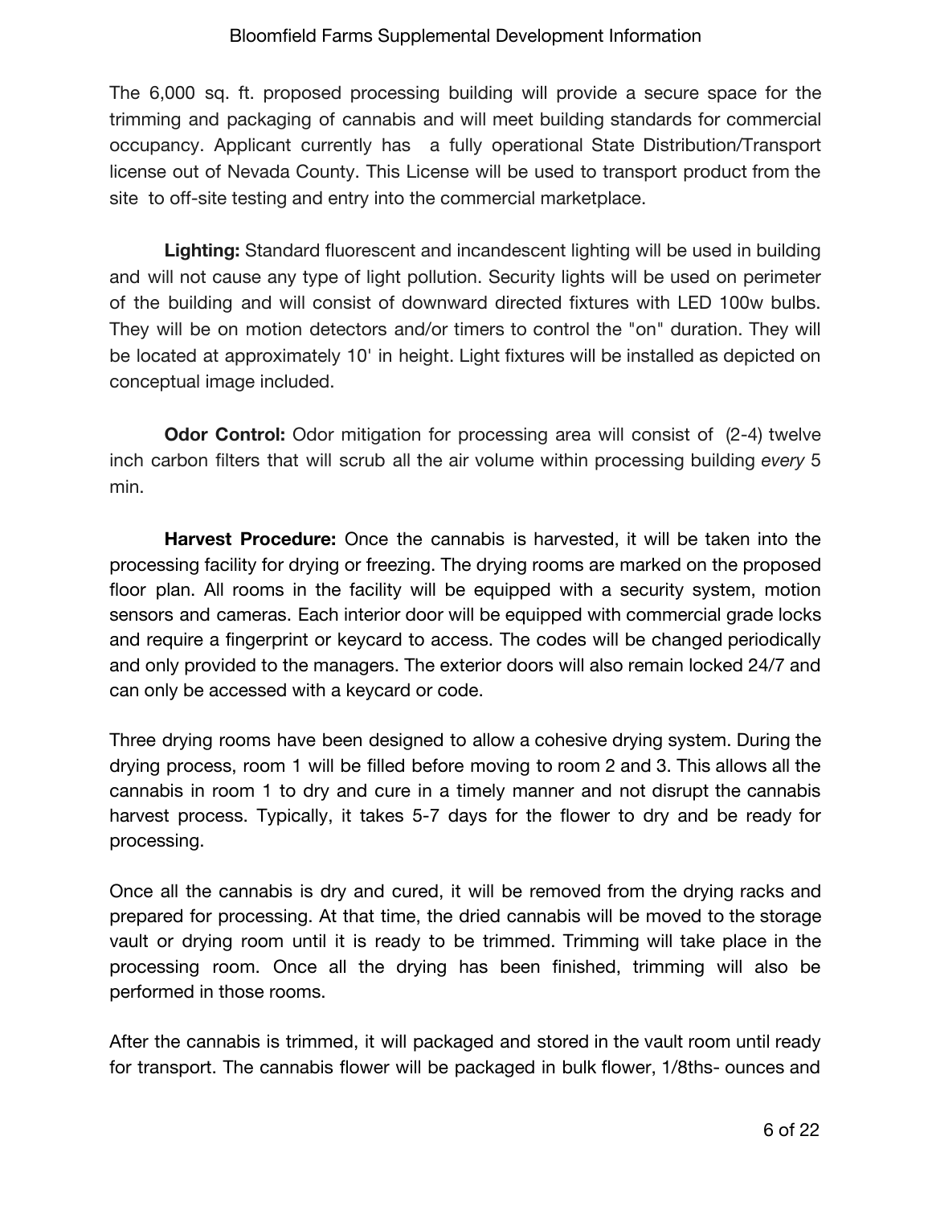The 6,000 sq. ft. proposed processing building will provide a secure space for the trimming and packaging of cannabis and will meet building standards for commercial occupancy. Applicant currently has a fully operational State Distribution/Transport license out of Nevada County. This License will be used to transport product from the site to off-site testing and entry into the commercial marketplace.

**Lighting:** Standard fluorescent and incandescent lighting will be used in building and will not cause any type of light pollution. Security lights will be used on perimeter of the building and will consist of downward directed fixtures with LED 100w bulbs. They will be on motion detectors and/or timers to control the "on" duration. They will be located at approximately 10' in height. Light fixtures will be installed as depicted on conceptual image included.

**Odor Control:** Odor mitigation for processing area will consist of (2-4) twelve inch carbon filters that will scrub all the air volume within processing building *every* 5 min.

**Harvest Procedure:** Once the cannabis is harvested, it will be taken into the processing facility for drying or freezing. The drying rooms are marked on the proposed floor plan. All rooms in the facility will be equipped with a security system, motion sensors and cameras. Each interior door will be equipped with commercial grade locks and require a fingerprint or keycard to access. The codes will be changed periodically and only provided to the managers. The exterior doors will also remain locked 24/7 and can only be accessed with a keycard or code.

Three drying rooms have been designed to allow a cohesive drying system. During the drying process, room 1 will be filled before moving to room 2 and 3. This allows all the cannabis in room 1 to dry and cure in a timely manner and not disrupt the cannabis harvest process. Typically, it takes 5-7 days for the flower to dry and be ready for processing.

Once all the cannabis is dry and cured, it will be removed from the drying racks and prepared for processing. At that time, the dried cannabis will be moved to the storage vault or drying room until it is ready to be trimmed. Trimming will take place in the processing room. Once all the drying has been finished, trimming will also be performed in those rooms.

After the cannabis is trimmed, it will packaged and stored in the vault room until ready for transport. The cannabis flower will be packaged in bulk flower, 1/8ths- ounces and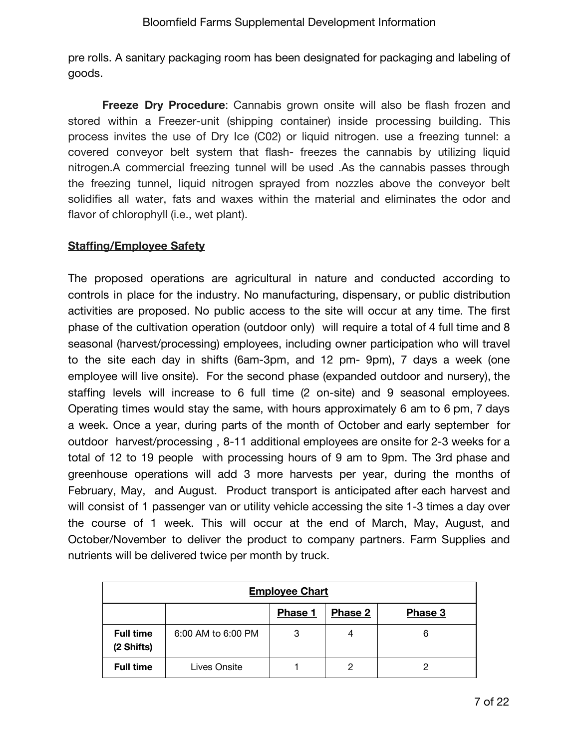pre rolls. A sanitary packaging room has been designated for packaging and labeling of goods.

**Freeze Dry Procedure**: Cannabis grown onsite will also be flash frozen and stored within a Freezer-unit (shipping container) inside processing building. This process invites the use of Dry Ice (C02) or liquid nitrogen. use a freezing tunnel: a covered conveyor belt system that flash- freezes the cannabis by utilizing liquid nitrogen.A commercial freezing tunnel will be used .As the cannabis passes through the freezing tunnel, liquid nitrogen sprayed from nozzles above the conveyor belt solidifies all water, fats and waxes within the material and eliminates the odor and flavor of chlorophyll (i.e., wet plant).

**Staffing/Employee Safety**

The proposed operations are agricultural in nature and conducted according to controls in place for the industry. No manufacturing, dispensary, or public distribution activities are proposed. No public access to the site will occur at any time. The first phase of the cultivation operation (outdoor only) will require a total of 4 full time and 8 seasonal (harvest/processing) employees, including owner participation who will travel to the site each day in shifts (6am-3pm, and 12 pm- 9pm), 7 days a week (one employee will live onsite). For the second phase (expanded outdoor and nursery), the staffing levels will increase to 6 full time (2 on-site) and 9 seasonal employees. Operating times would stay the same, with hours approximately 6 am to 6 pm, 7 days a week. Once a year, during parts of the month of October and early september for outdoor harvest/processing , 8-11 additional employees are onsite for 2-3 weeks for a total of 12 to 19 people with processing hours of 9 am to 9pm. The 3rd phase and greenhouse operations will add 3 more harvests per year, during the months of February, May, and August. Product transport is anticipated after each harvest and will consist of 1 passenger van or utility vehicle accessing the site 1-3 times a day over the course of 1 week. This will occur at the end of March, May, August, and October/November to deliver the product to company partners. Farm Supplies and nutrients will be delivered twice per month by truck.

| **Employee Chart** | | | | |
|---|---|---|---|---|
| | | **Phase 1** | **Phase 2** | **Phase 3** |
| **Full time (2 Shifts)** | 6:00 AM to 6:00 PM | 3 | 4 | 6 |
| **Full time** | Lives Onsite | 1 | 2 | 2 |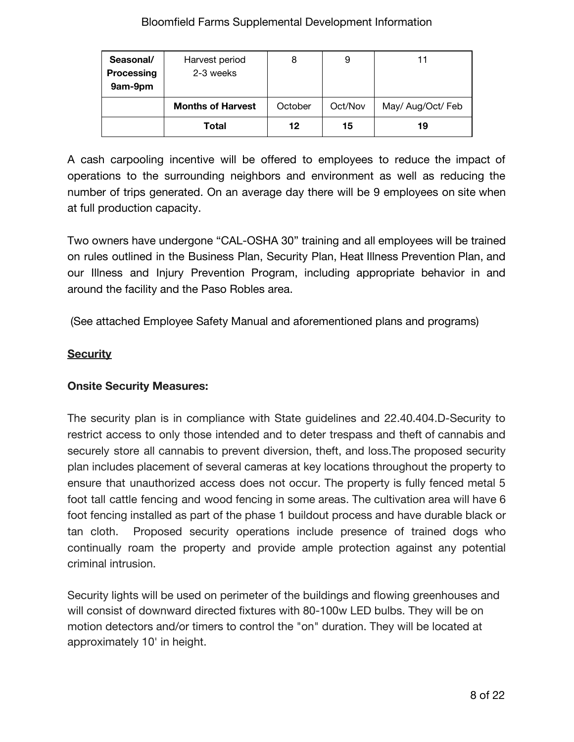| **Seasonal/ Processing 9am-9pm** | Harvest period 2-3 weeks | 8 | 9 | 11 |
|---|---|---|---|---|
| | **Months of Harvest** | October | Oct/Nov | May/ Aug/Oct/ Feb |
| | **Total** | **12** | **15** | **19** |

A cash carpooling incentive will be offered to employees to reduce the impact of operations to the surrounding neighbors and environment as well as reducing the number of trips generated. On an average day there will be 9 employees on site when at full production capacity.

Two owners have undergone "CAL-OSHA 30" training and all employees will be trained on rules outlined in the Business Plan, Security Plan, Heat Illness Prevention Plan, and our Illness and Injury Prevention Program, including appropriate behavior in and around the facility and the Paso Robles area.

(See attached Employee Safety Manual and aforementioned plans and programs)

## <u>Security</u>

### Onsite Security Measures:

The security plan is in compliance with State guidelines and 22.40.404.D-Security to restrict access to only those intended and to deter trespass and theft of cannabis and securely store all cannabis to prevent diversion, theft, and loss.The proposed security plan includes placement of several cameras at key locations throughout the property to ensure that unauthorized access does not occur. The property is fully fenced metal 5 foot tall cattle fencing and wood fencing in some areas. The cultivation area will have 6 foot fencing installed as part of the phase 1 buildout process and have durable black or tan cloth. Proposed security operations include presence of trained dogs who continually roam the property and provide ample protection against any potential criminal intrusion.

Security lights will be used on perimeter of the buildings and flowing greenhouses and will consist of downward directed fixtures with 80-100w LED bulbs. They will be on motion detectors and/or timers to control the "on" duration. They will be located at approximately 10' in height.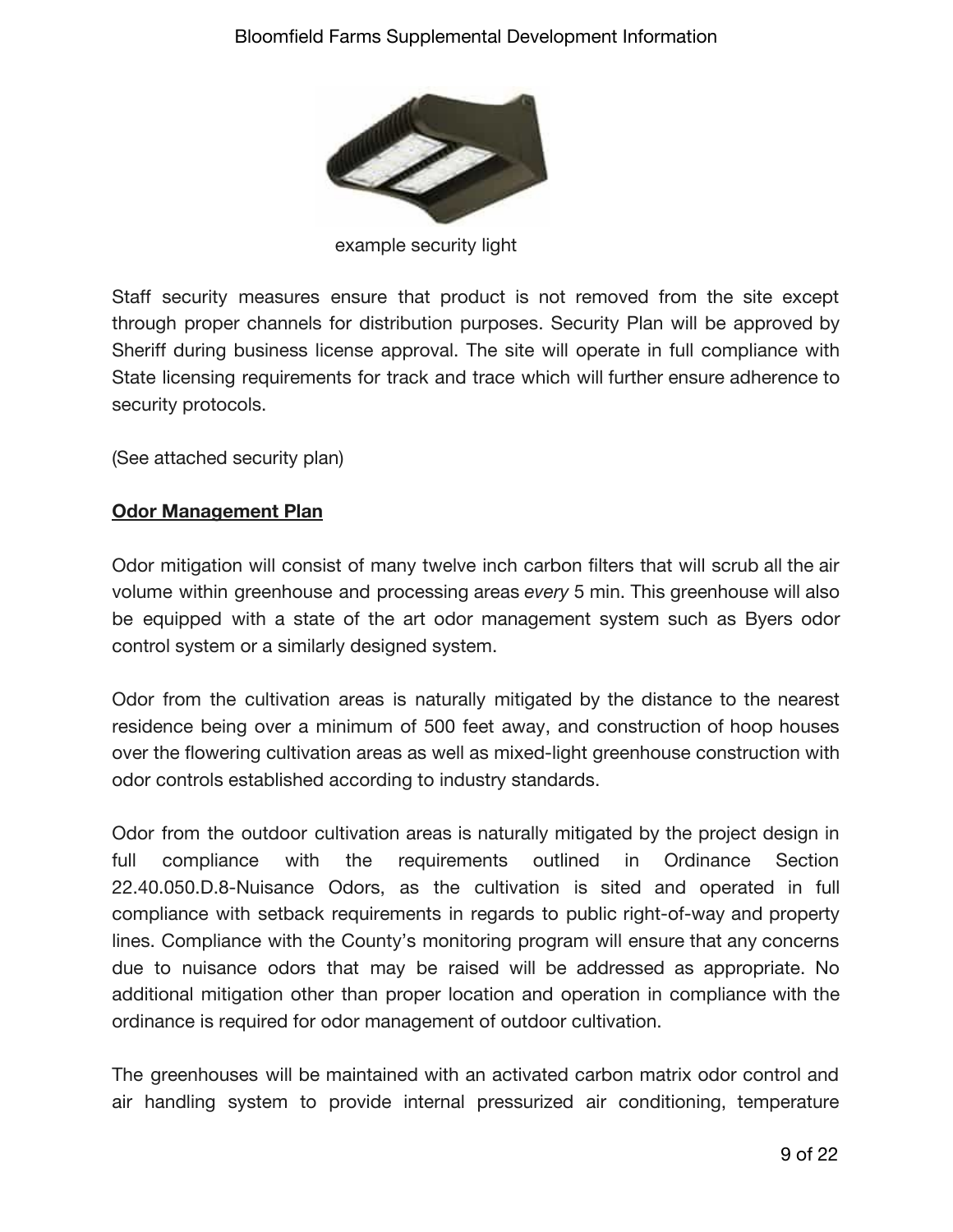example security light

Staff security measures ensure that product is not removed from the site except through proper channels for distribution purposes. Security Plan will be approved by Sheriff during business license approval. The site will operate in full compliance with State licensing requirements for track and trace which will further ensure adherence to security protocols.

(See attached security plan)

**Odor Management Plan**

Odor mitigation will consist of many twelve inch carbon filters that will scrub all the air volume within greenhouse and processing areas *every* 5 min. This greenhouse will also be equipped with a state of the art odor management system such as Byers odor control system or a similarly designed system.

Odor from the cultivation areas is naturally mitigated by the distance to the nearest residence being over a minimum of 500 feet away, and construction of hoop houses over the flowering cultivation areas as well as mixed-light greenhouse construction with odor controls established according to industry standards.

Odor from the outdoor cultivation areas is naturally mitigated by the project design in full compliance with the requirements outlined in Ordinance Section 22.40.050.D.8-Nuisance Odors, as the cultivation is sited and operated in full compliance with setback requirements in regards to public right-of-way and property lines. Compliance with the County's monitoring program will ensure that any concerns due to nuisance odors that may be raised will be addressed as appropriate. No additional mitigation other than proper location and operation in compliance with the ordinance is required for odor management of outdoor cultivation.

The greenhouses will be maintained with an activated carbon matrix odor control and air handling system to provide internal pressurized air conditioning, temperature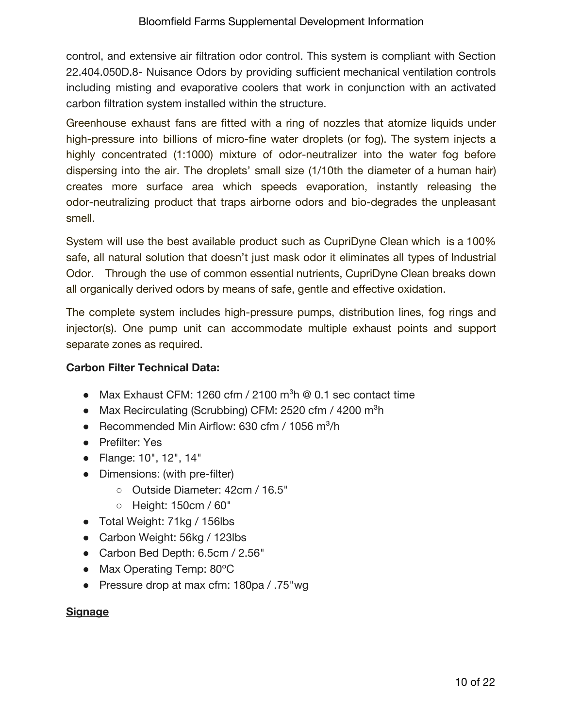control, and extensive air filtration odor control. This system is compliant with Section 22.404.050D.8- Nuisance Odors by providing sufficient mechanical ventilation controls including misting and evaporative coolers that work in conjunction with an activated carbon filtration system installed within the structure.

Greenhouse exhaust fans are fitted with a ring of nozzles that atomize liquids under high-pressure into billions of micro-fine water droplets (or fog). The system injects a highly concentrated (1:1000) mixture of odor-neutralizer into the water fog before dispersing into the air. The droplets' small size (1/10th the diameter of a human hair) creates more surface area which speeds evaporation, instantly releasing the odor-neutralizing product that traps airborne odors and bio-degrades the unpleasant smell.

System will use the best available product such as CupriDyne Clean which is a 100% safe, all natural solution that doesn't just mask odor it eliminates all types of Industrial Odor. Through the use of common essential nutrients, CupriDyne Clean breaks down all organically derived odors by means of safe, gentle and effective oxidation.

The complete system includes high-pressure pumps, distribution lines, fog rings and injector(s). One pump unit can accommodate multiple exhaust points and support separate zones as required.

**Carbon Filter Technical Data:**

- Max Exhaust CFM: 1260 cfm / 2100 $m^3$h @ 0.1 sec contact time
- Max Recirculating (Scrubbing) CFM: 2520 cfm / 4200 $m^3$h
- Recommended Min Airflow: 630 cfm / 1056 $m^3$/h
- Prefilter: Yes
- Flange: 10", 12", 14"
- Dimensions: (with pre-filter)
    - Outside Diameter: 42cm / 16.5"
    - Height: 150cm / 60"
- Total Weight: 71kg / 156lbs
- Carbon Weight: 56kg / 123lbs
- Carbon Bed Depth: 6.5cm / 2.56"
- Max Operating Temp: 80ºC
- Pressure drop at max cfm: 180pa / .75"wg

**Signage**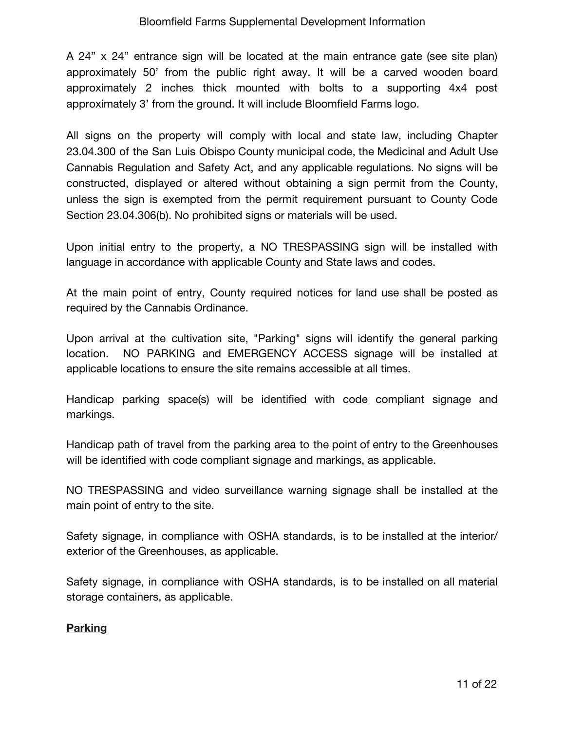A 24” x 24” entrance sign will be located at the main entrance gate (see site plan) approximately 50’ from the public right away. It will be a carved wooden board approximately 2 inches thick mounted with bolts to a supporting 4x4 post approximately 3’ from the ground. It will include Bloomfield Farms logo.

All signs on the property will comply with local and state law, including Chapter 23.04.300 of the San Luis Obispo County municipal code, the Medicinal and Adult Use Cannabis Regulation and Safety Act, and any applicable regulations. No signs will be constructed, displayed or altered without obtaining a sign permit from the County, unless the sign is exempted from the permit requirement pursuant to County Code Section 23.04.306(b). No prohibited signs or materials will be used.

Upon initial entry to the property, a NO TRESPASSING sign will be installed with language in accordance with applicable County and State laws and codes.

At the main point of entry, County required notices for land use shall be posted as required by the Cannabis Ordinance.

Upon arrival at the cultivation site, "Parking" signs will identify the general parking location. NO PARKING and EMERGENCY ACCESS signage will be installed at applicable locations to ensure the site remains accessible at all times.

Handicap parking space(s) will be identified with code compliant signage and markings.

Handicap path of travel from the parking area to the point of entry to the Greenhouses will be identified with code compliant signage and markings, as applicable.

NO TRESPASSING and video surveillance warning signage shall be installed at the main point of entry to the site.

Safety signage, in compliance with OSHA standards, is to be installed at the interior/ exterior of the Greenhouses, as applicable.

Safety signage, in compliance with OSHA standards, is to be installed on all material storage containers, as applicable.

**Parking**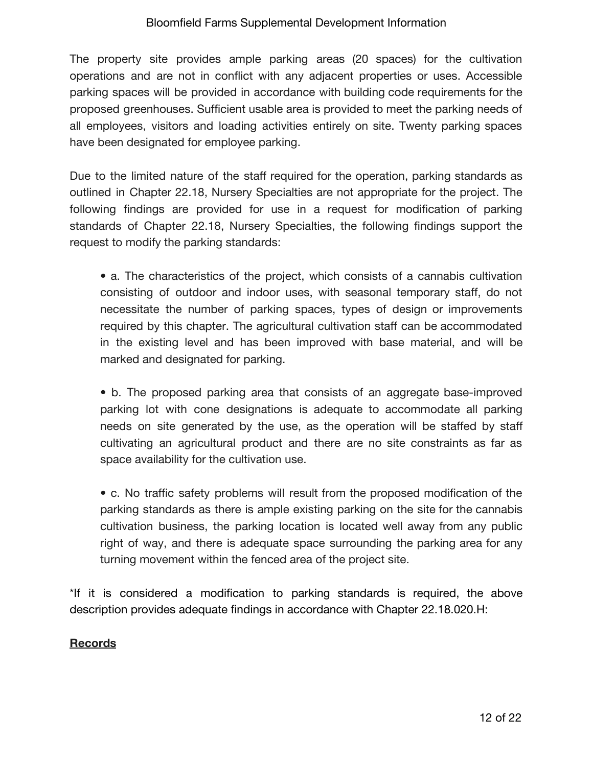The property site provides ample parking areas (20 spaces) for the cultivation operations and are not in conflict with any adjacent properties or uses. Accessible parking spaces will be provided in accordance with building code requirements for the proposed greenhouses. Sufficient usable area is provided to meet the parking needs of all employees, visitors and loading activities entirely on site. Twenty parking spaces have been designated for employee parking.

Due to the limited nature of the staff required for the operation, parking standards as outlined in Chapter 22.18, Nursery Specialties are not appropriate for the project. The following findings are provided for use in a request for modification of parking standards of Chapter 22.18, Nursery Specialties, the following findings support the request to modify the parking standards:

- a. The characteristics of the project, which consists of a cannabis cultivation consisting of outdoor and indoor uses, with seasonal temporary staff, do not necessitate the number of parking spaces, types of design or improvements required by this chapter. The agricultural cultivation staff can be accommodated in the existing level and has been improved with base material, and will be marked and designated for parking.

- b. The proposed parking area that consists of an aggregate base-improved parking lot with cone designations is adequate to accommodate all parking needs on site generated by the use, as the operation will be staffed by staff cultivating an agricultural product and there are no site constraints as far as space availability for the cultivation use.

- c. No traffic safety problems will result from the proposed modification of the parking standards as there is ample existing parking on the site for the cannabis cultivation business, the parking location is located well away from any public right of way, and there is adequate space surrounding the parking area for any turning movement within the fenced area of the project site.

*If it is considered a modification to parking standards is required, the above description provides adequate findings in accordance with Chapter 22.18.020.H:

**<u>Records</u>**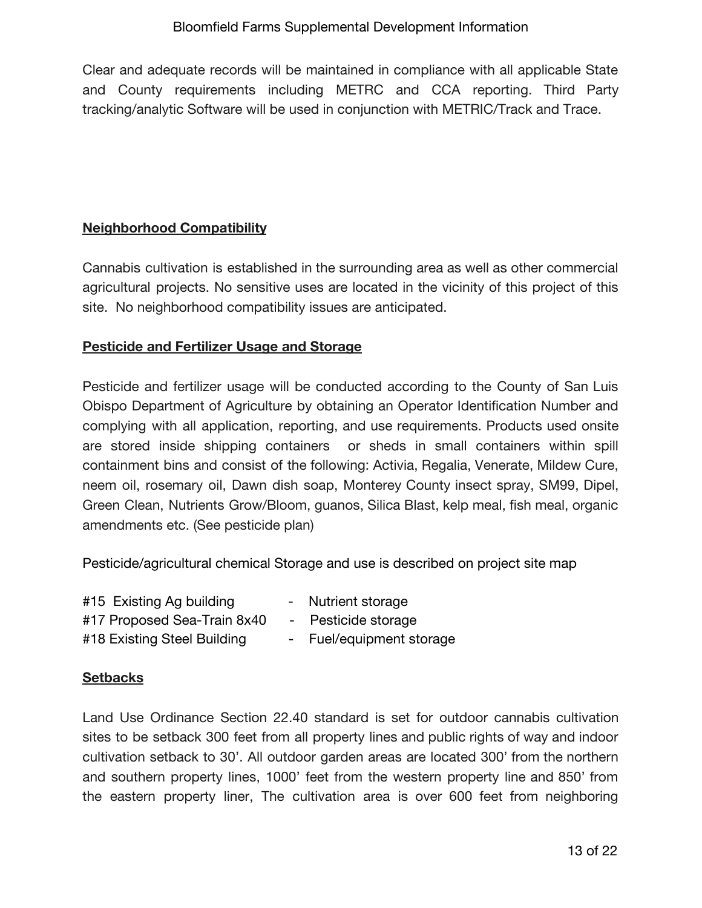Clear and adequate records will be maintained in compliance with all applicable State and County requirements including METRC and CCA reporting. Third Party tracking/analytic Software will be used in conjunction with METRIC/Track and Trace.

**Neighborhood Compatibility**

Cannabis cultivation is established in the surrounding area as well as other commercial agricultural projects. No sensitive uses are located in the vicinity of this project of this site. No neighborhood compatibility issues are anticipated.

**Pesticide and Fertilizer Usage and Storage**

Pesticide and fertilizer usage will be conducted according to the County of San Luis Obispo Department of Agriculture by obtaining an Operator Identification Number and complying with all application, reporting, and use requirements. Products used onsite are stored inside shipping containers or sheds in small containers within spill containment bins and consist of the following: Activia, Regalia, Venerate, Mildew Cure, neem oil, rosemary oil, Dawn dish soap, Monterey County insect spray, SM99, Dipel, Green Clean, Nutrients Grow/Bloom, guanos, Silica Blast, kelp meal, fish meal, organic amendments etc. (See pesticide plan)

Pesticide/agricultural chemical Storage and use is described on project site map

#15 Existing Ag building - Nutrient storage
#17 Proposed Sea-Train 8x40 - Pesticide storage
#18 Existing Steel Building - Fuel/equipment storage

**Setbacks**

Land Use Ordinance Section 22.40 standard is set for outdoor cannabis cultivation sites to be setback 300 feet from all property lines and public rights of way and indoor cultivation setback to 30'. All outdoor garden areas are located 300' from the northern and southern property lines, 1000' feet from the western property line and 850' from the eastern property liner, The cultivation area is over 600 feet from neighboring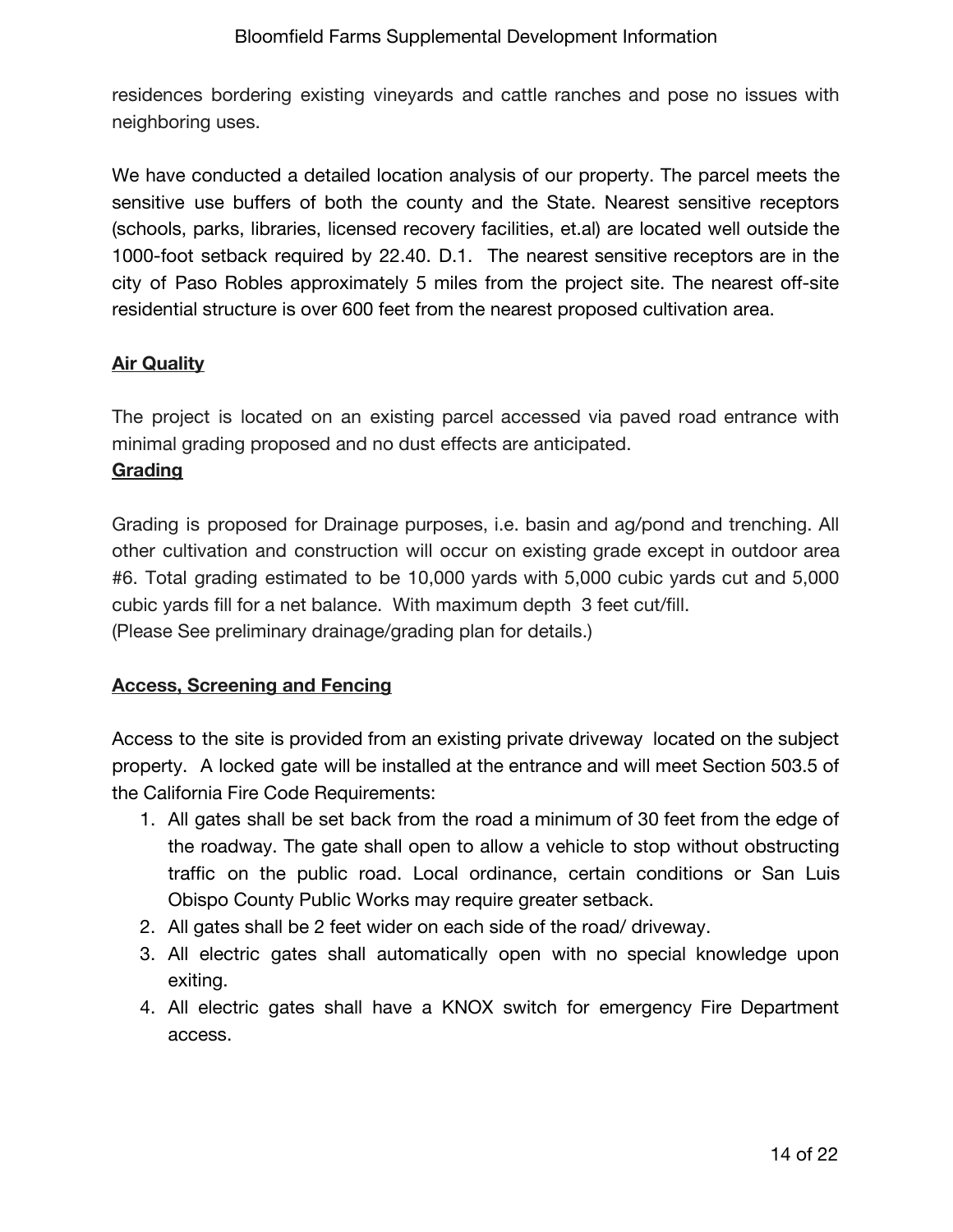residences bordering existing vineyards and cattle ranches and pose no issues with neighboring uses.

We have conducted a detailed location analysis of our property. The parcel meets the sensitive use buffers of both the county and the State. Nearest sensitive receptors (schools, parks, libraries, licensed recovery facilities, et.al) are located well outside the 1000-foot setback required by 22.40. D.1. The nearest sensitive receptors are in the city of Paso Robles approximately 5 miles from the project site. The nearest off-site residential structure is over 600 feet from the nearest proposed cultivation area.

**Air Quality**

The project is located on an existing parcel accessed via paved road entrance with minimal grading proposed and no dust effects are anticipated.

**Grading**

Grading is proposed for Drainage purposes, i.e. basin and ag/pond and trenching. All other cultivation and construction will occur on existing grade except in outdoor area #6. Total grading estimated to be 10,000 yards with 5,000 cubic yards cut and 5,000 cubic yards fill for a net balance. With maximum depth 3 feet cut/fill.
(Please See preliminary drainage/grading plan for details.)

**Access, Screening and Fencing**

Access to the site is provided from an existing private driveway located on the subject property. A locked gate will be installed at the entrance and will meet Section 503.5 of the California Fire Code Requirements:

1. All gates shall be set back from the road a minimum of 30 feet from the edge of the roadway. The gate shall open to allow a vehicle to stop without obstructing traffic on the public road. Local ordinance, certain conditions or San Luis Obispo County Public Works may require greater setback.
2. All gates shall be 2 feet wider on each side of the road/ driveway.
3. All electric gates shall automatically open with no special knowledge upon exiting.
4. All electric gates shall have a KNOX switch for emergency Fire Department access.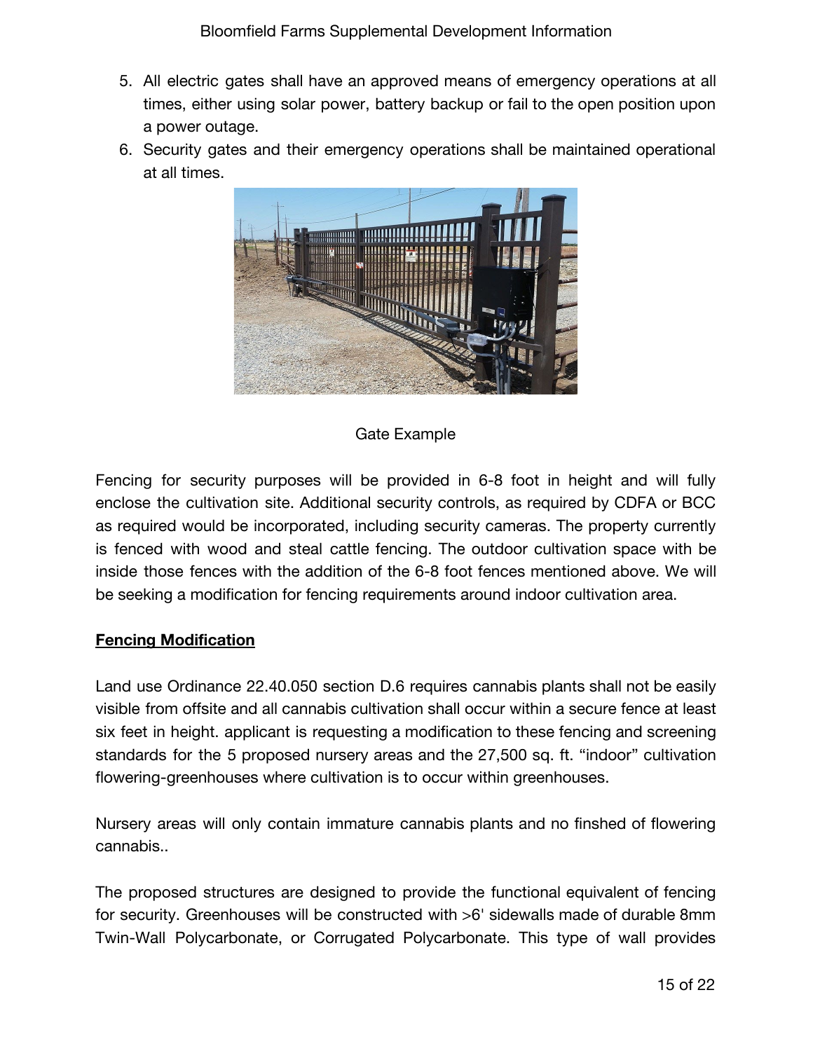5. All electric gates shall have an approved means of emergency operations at all times, either using solar power, battery backup or fail to the open position upon a power outage.
6. Security gates and their emergency operations shall be maintained operational at all times.

Gate Example

Fencing for security purposes will be provided in 6-8 foot in height and will fully enclose the cultivation site. Additional security controls, as required by CDFA or BCC as required would be incorporated, including security cameras. The property currently is fenced with wood and steal cattle fencing. The outdoor cultivation space with be inside those fences with the addition of the 6-8 foot fences mentioned above. We will be seeking a modification for fencing requirements around indoor cultivation area.

**Fencing Modification**

Land use Ordinance 22.40.050 section D.6 requires cannabis plants shall not be easily visible from offsite and all cannabis cultivation shall occur within a secure fence at least six feet in height. applicant is requesting a modification to these fencing and screening standards for the 5 proposed nursery areas and the 27,500 sq. ft. “indoor” cultivation flowering-greenhouses where cultivation is to occur within greenhouses.

Nursery areas will only contain immature cannabis plants and no finshed of flowering cannabis..

The proposed structures are designed to provide the functional equivalent of fencing for security. Greenhouses will be constructed with >6' sidewalls made of durable 8mm Twin-Wall Polycarbonate, or Corrugated Polycarbonate. This type of wall provides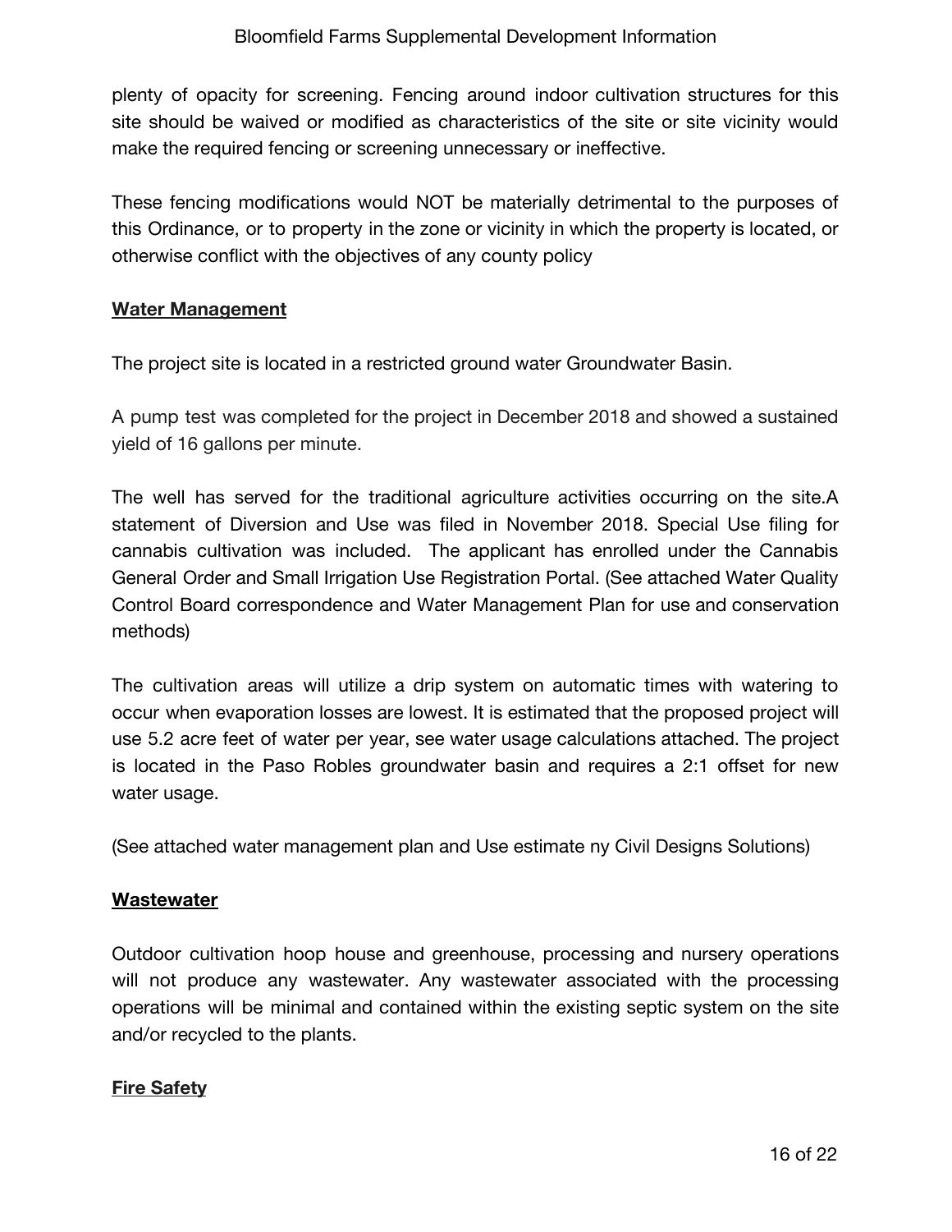plenty of opacity for screening. Fencing around indoor cultivation structures for this site should be waived or modified as characteristics of the site or site vicinity would make the required fencing or screening unnecessary or ineffective.

These fencing modifications would NOT be materially detrimental to the purposes of this Ordinance, or to property in the zone or vicinity in which the property is located, or otherwise conflict with the objectives of any county policy

**Water Management**

The project site is located in a restricted ground water Groundwater Basin.

A pump test was completed for the project in December 2018 and showed a sustained yield of 16 gallons per minute.

The well has served for the traditional agriculture activities occurring on the site.A statement of Diversion and Use was filed in November 2018. Special Use filing for cannabis cultivation was included.  The applicant has enrolled under the Cannabis General Order and Small Irrigation Use Registration Portal. (See attached Water Quality Control Board correspondence and Water Management Plan for use and conservation methods)

The cultivation areas will utilize a drip system on automatic times with watering to occur when evaporation losses are lowest. It is estimated that the proposed project will use 5.2 acre feet of water per year, see water usage calculations attached. The project is located in the Paso Robles groundwater basin and requires a 2:1 offset for new water usage.

(See attached water management plan and Use estimate ny Civil Designs Solutions)

**Wastewater**

Outdoor cultivation hoop house and greenhouse, processing and nursery operations will not produce any wastewater. Any wastewater associated with the processing operations will be minimal and contained within the existing septic system on the site and/or recycled to the plants.

**Fire Safety**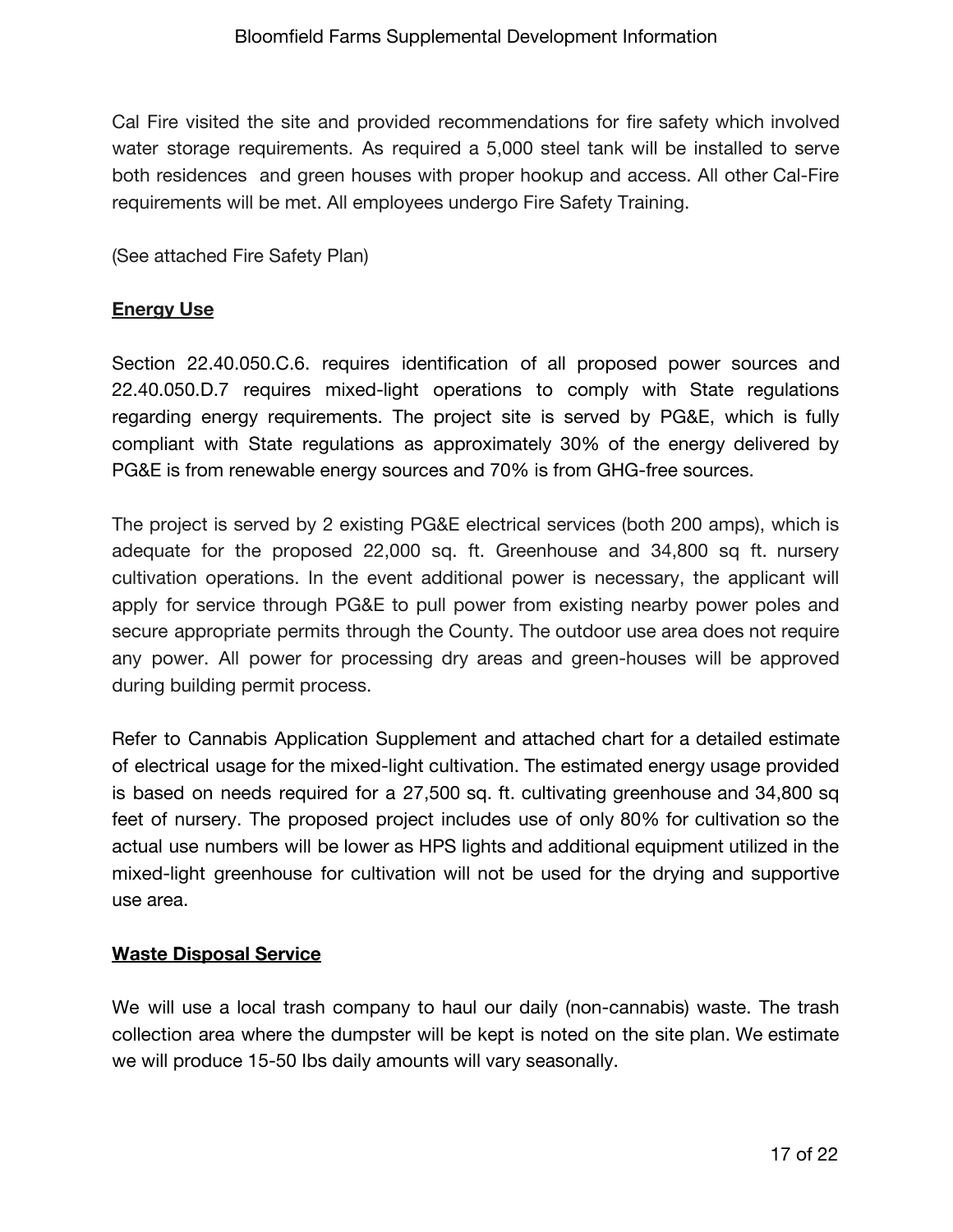Cal Fire visited the site and provided recommendations for fire safety which involved water storage requirements. As required a 5,000 steel tank will be installed to serve both residences  and green houses with proper hookup and access. All other Cal-Fire requirements will be met. All employees undergo Fire Safety Training.

(See attached Fire Safety Plan)

**Energy Use**

Section 22.40.050.C.6. requires identification of all proposed power sources and 22.40.050.D.7 requires mixed-light operations to comply with State regulations regarding energy requirements. The project site is served by PG&E, which is fully compliant with State regulations as approximately 30% of the energy delivered by PG&E is from renewable energy sources and 70% is from GHG-free sources.

The project is served by 2 existing PG&E electrical services (both 200 amps), which is adequate for the proposed 22,000 sq. ft. Greenhouse and 34,800 sq ft. nursery cultivation operations. In the event additional power is necessary, the applicant will apply for service through PG&E to pull power from existing nearby power poles and secure appropriate permits through the County. The outdoor use area does not require any power. All power for processing dry areas and green-houses will be approved during building permit process.

Refer to Cannabis Application Supplement and attached chart for a detailed estimate of electrical usage for the mixed-light cultivation. The estimated energy usage provided is based on needs required for a 27,500 sq. ft. cultivating greenhouse and 34,800 sq feet of nursery. The proposed project includes use of only 80% for cultivation so the actual use numbers will be lower as HPS lights and additional equipment utilized in the mixed-light greenhouse for cultivation will not be used for the drying and supportive use area.

**Waste Disposal Service**

We will use a local trash company to haul our daily (non-cannabis) waste. The trash collection area where the dumpster will be kept is noted on the site plan. We estimate we will produce 15-50 Ibs daily amounts will vary seasonally.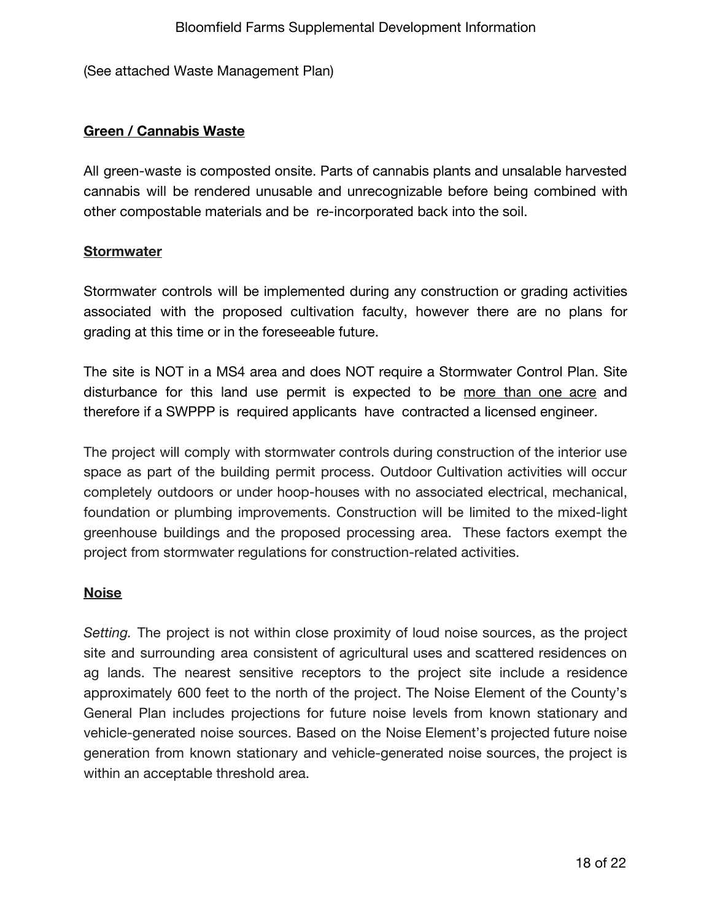(See attached Waste Management Plan)

**Green / Cannabis Waste**

All green-waste is composted onsite. Parts of cannabis plants and unsalable harvested cannabis will be rendered unusable and unrecognizable before being combined with other compostable materials and be re-incorporated back into the soil.

**Stormwater**

Stormwater controls will be implemented during any construction or grading activities associated with the proposed cultivation faculty, however there are no plans for grading at this time or in the foreseeable future.

The site is NOT in a MS4 area and does NOT require a Stormwater Control Plan. Site disturbance for this land use permit is expected to be more than one acre and therefore if a SWPPP is required applicants have contracted a licensed engineer.

The project will comply with stormwater controls during construction of the interior use space as part of the building permit process. Outdoor Cultivation activities will occur completely outdoors or under hoop-houses with no associated electrical, mechanical, foundation or plumbing improvements. Construction will be limited to the mixed-light greenhouse buildings and the proposed processing area. These factors exempt the project from stormwater regulations for construction-related activities.

**Noise**

*Setting.* The project is not within close proximity of loud noise sources, as the project site and surrounding area consistent of agricultural uses and scattered residences on ag lands. The nearest sensitive receptors to the project site include a residence approximately 600 feet to the north of the project. The Noise Element of the County's General Plan includes projections for future noise levels from known stationary and vehicle-generated noise sources. Based on the Noise Element's projected future noise generation from known stationary and vehicle-generated noise sources, the project is within an acceptable threshold area.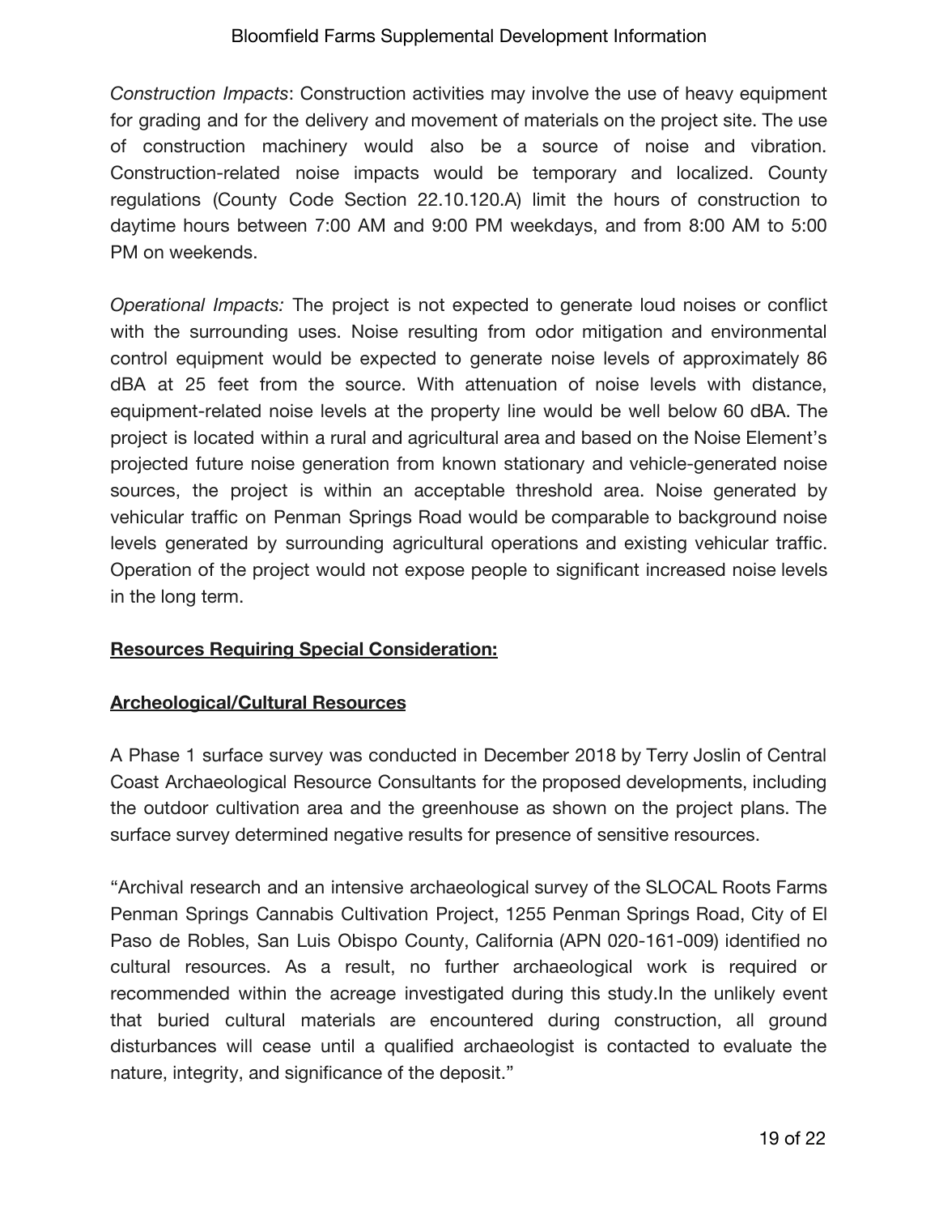*Construction Impacts*: Construction activities may involve the use of heavy equipment for grading and for the delivery and movement of materials on the project site. The use of construction machinery would also be a source of noise and vibration. Construction-related noise impacts would be temporary and localized. County regulations (County Code Section 22.10.120.A) limit the hours of construction to daytime hours between 7:00 AM and 9:00 PM weekdays, and from 8:00 AM to 5:00 PM on weekends.

*Operational Impacts:* The project is not expected to generate loud noises or conflict with the surrounding uses. Noise resulting from odor mitigation and environmental control equipment would be expected to generate noise levels of approximately 86 dBA at 25 feet from the source. With attenuation of noise levels with distance, equipment-related noise levels at the property line would be well below 60 dBA. The project is located within a rural and agricultural area and based on the Noise Element's projected future noise generation from known stationary and vehicle-generated noise sources, the project is within an acceptable threshold area. Noise generated by vehicular traffic on Penman Springs Road would be comparable to background noise levels generated by surrounding agricultural operations and existing vehicular traffic. Operation of the project would not expose people to significant increased noise levels in the long term.

**Resources Requiring Special Consideration:**

**Archeological/Cultural Resources**

A Phase 1 surface survey was conducted in December 2018 by Terry Joslin of Central Coast Archaeological Resource Consultants for the proposed developments, including the outdoor cultivation area and the greenhouse as shown on the project plans. The surface survey determined negative results for presence of sensitive resources.

"Archival research and an intensive archaeological survey of the SLOCAL Roots Farms Penman Springs Cannabis Cultivation Project, 1255 Penman Springs Road, City of El Paso de Robles, San Luis Obispo County, California (APN 020-161-009) identified no cultural resources. As a result, no further archaeological work is required or recommended within the acreage investigated during this study.In the unlikely event that buried cultural materials are encountered during construction, all ground disturbances will cease until a qualified archaeologist is contacted to evaluate the nature, integrity, and significance of the deposit."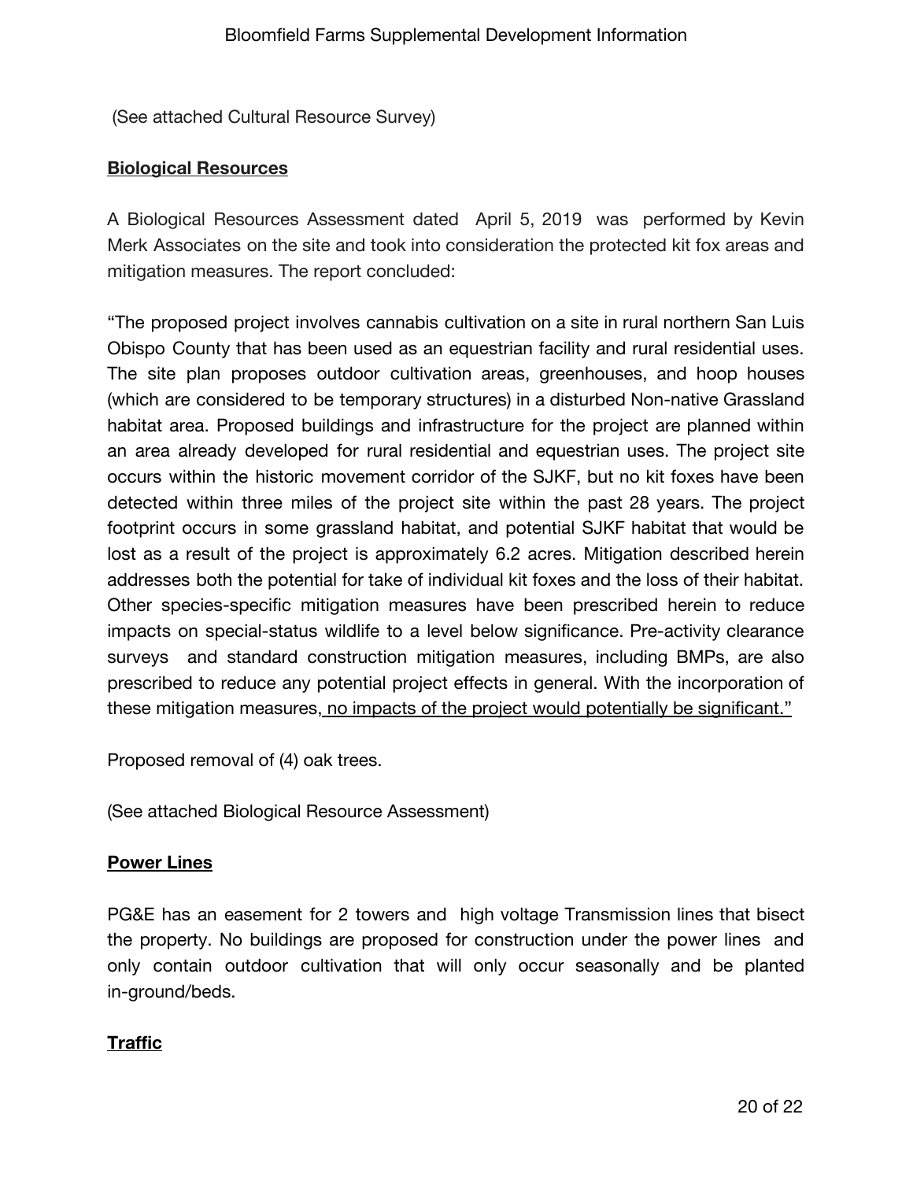(See attached Cultural Resource Survey)

**Biological Resources**

A Biological Resources Assessment dated April 5, 2019 was performed by Kevin Merk Associates on the site and took into consideration the protected kit fox areas and mitigation measures. The report concluded:

"The proposed project involves cannabis cultivation on a site in rural northern San Luis Obispo County that has been used as an equestrian facility and rural residential uses. The site plan proposes outdoor cultivation areas, greenhouses, and hoop houses (which are considered to be temporary structures) in a disturbed Non-native Grassland habitat area. Proposed buildings and infrastructure for the project are planned within an area already developed for rural residential and equestrian uses. The project site occurs within the historic movement corridor of the SJKF, but no kit foxes have been detected within three miles of the project site within the past 28 years. The project footprint occurs in some grassland habitat, and potential SJKF habitat that would be lost as a result of the project is approximately 6.2 acres. Mitigation described herein addresses both the potential for take of individual kit foxes and the loss of their habitat. Other species-specific mitigation measures have been prescribed herein to reduce impacts on special-status wildlife to a level below significance. Pre-activity clearance surveys and standard construction mitigation measures, including BMPs, are also prescribed to reduce any potential project effects in general. With the incorporation of these mitigation measures, no impacts of the project would potentially be significant."

Proposed removal of (4) oak trees.

(See attached Biological Resource Assessment)

**Power Lines**

PG&E has an easement for 2 towers and high voltage Transmission lines that bisect the property. No buildings are proposed for construction under the power lines and only contain outdoor cultivation that will only occur seasonally and be planted in-ground/beds.

**Traffic**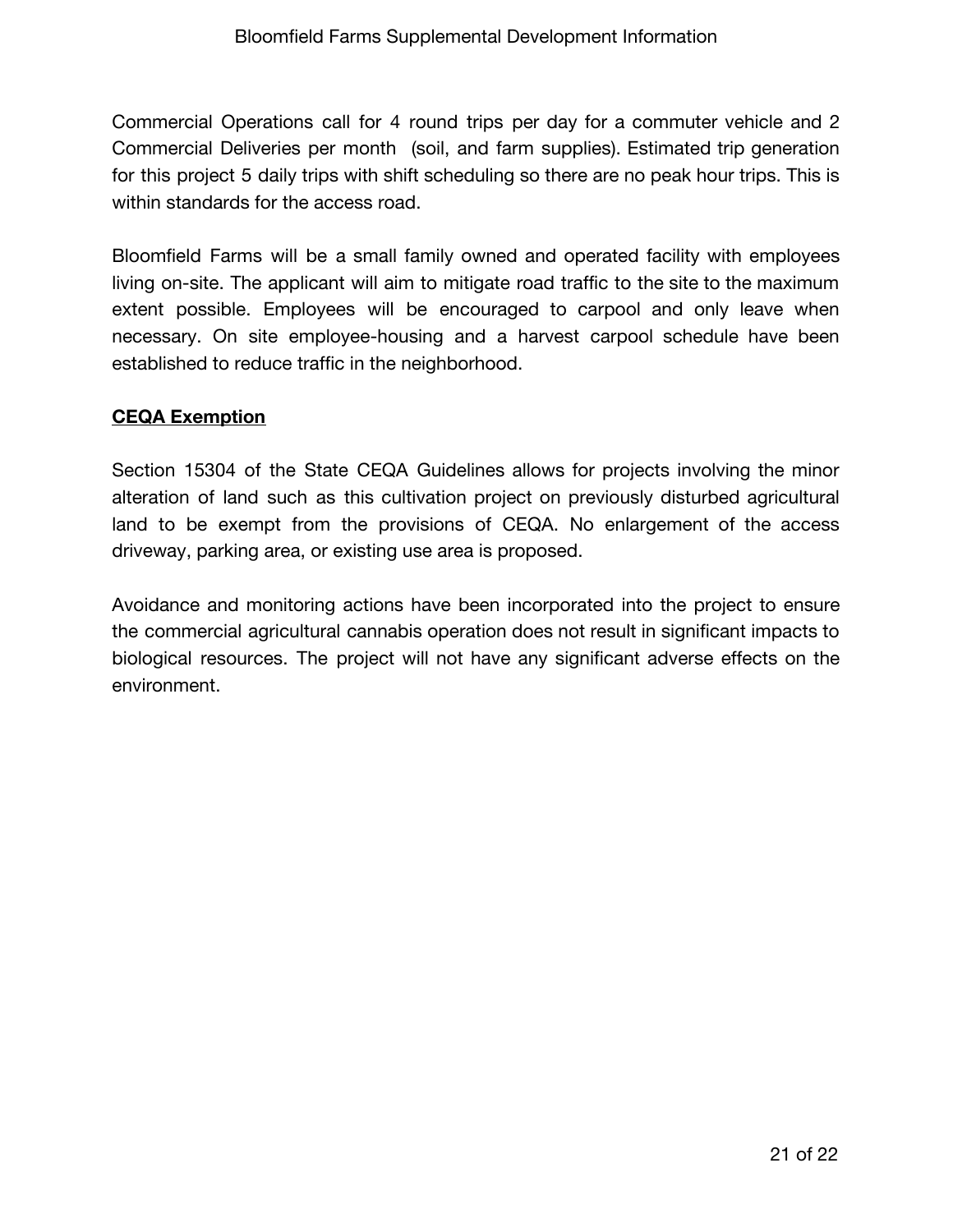Commercial Operations call for 4 round trips per day for a commuter vehicle and 2 Commercial Deliveries per month (soil, and farm supplies). Estimated trip generation for this project 5 daily trips with shift scheduling so there are no peak hour trips. This is within standards for the access road.

Bloomfield Farms will be a small family owned and operated facility with employees living on-site. The applicant will aim to mitigate road traffic to the site to the maximum extent possible. Employees will be encouraged to carpool and only leave when necessary. On site employee-housing and a harvest carpool schedule have been established to reduce traffic in the neighborhood.

## CEQA Exemption

Section 15304 of the State CEQA Guidelines allows for projects involving the minor alteration of land such as this cultivation project on previously disturbed agricultural land to be exempt from the provisions of CEQA. No enlargement of the access driveway, parking area, or existing use area is proposed.

Avoidance and monitoring actions have been incorporated into the project to ensure the commercial agricultural cannabis operation does not result in significant impacts to biological resources. The project will not have any significant adverse effects on the environment.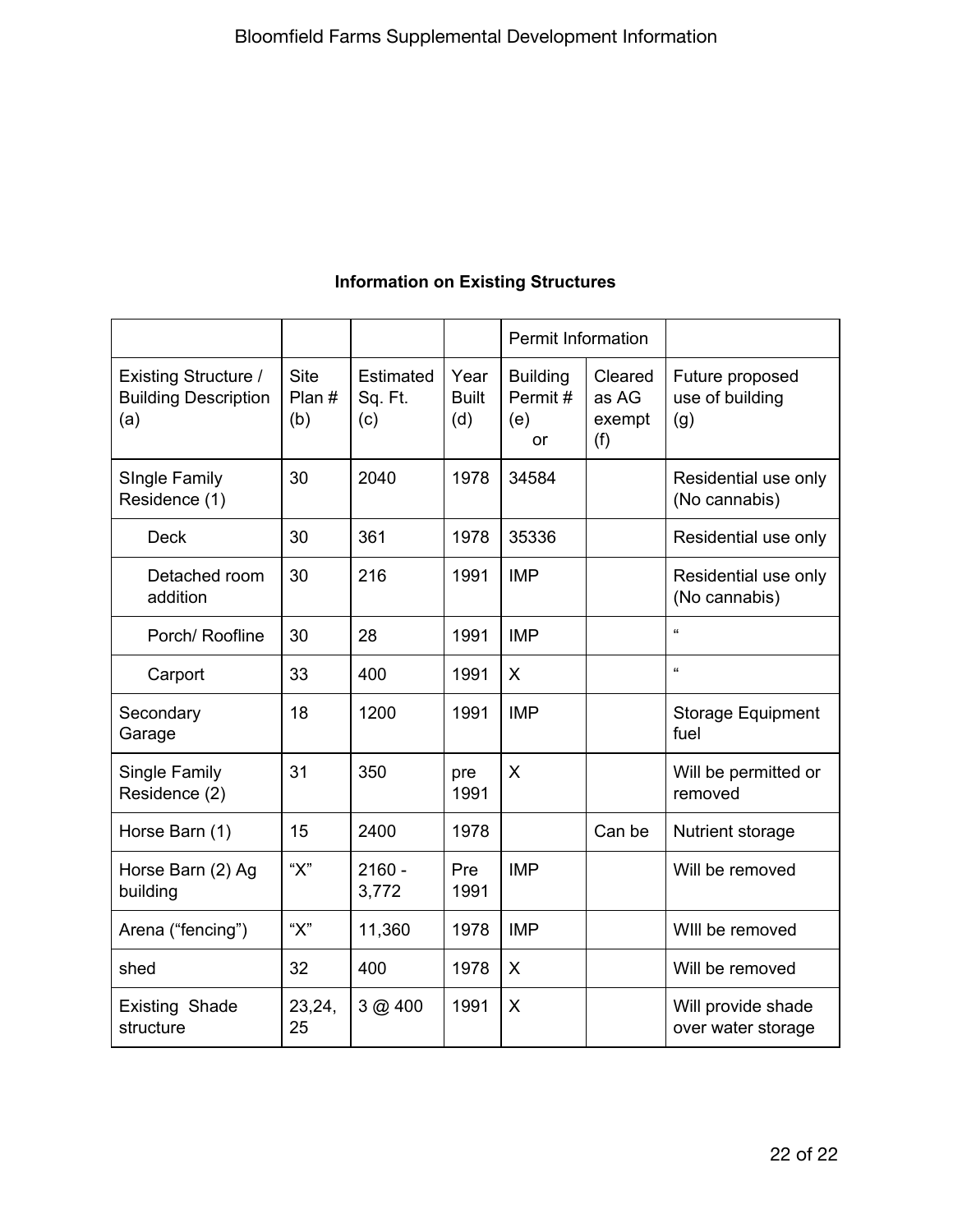**Information on Existing Structures**

| | | | | Permit Information | | |
|---|---|---|---|---|---|---|
| Existing Structure / Building Description (a) | Site Plan # (b) | Estimated Sq. Ft. (c) | Year Built (d) | Building Permit # (e) or | Cleared as AG exempt (f) | Future proposed use of building (g) |
| SIngle Family Residence (1) | 30 | 2040 | 1978 | 34584 | | Residential use only (No cannabis) |
| Deck | 30 | 361 | 1978 | 35336 | | Residential use only |
| Detached room addition | 30 | 216 | 1991 | IMP | | Residential use only (No cannabis) |
| Porch/ Roofline | 30 | 28 | 1991 | IMP | | " |
| Carport | 33 | 400 | 1991 | X | | " |
| Secondary Garage | 18 | 1200 | 1991 | IMP | | Storage Equipment fuel |
| Single Family Residence (2) | 31 | 350 | pre 1991 | X | | Will be permitted or removed |
| Horse Barn (1) | 15 | 2400 | 1978 | | Can be | Nutrient storage |
| Horse Barn (2) Ag building | "X" | 2160 - 3,772 | Pre 1991 | IMP | | Will be removed |
| Arena ("fencing") | "X" | 11,360 | 1978 | IMP | | WIll be removed |
| shed | 32 | 400 | 1978 | X | | Will be removed |
| Existing Shade structure | 23,24, 25 | 3 @ 400 | 1991 | X | | Will provide shade over water storage |